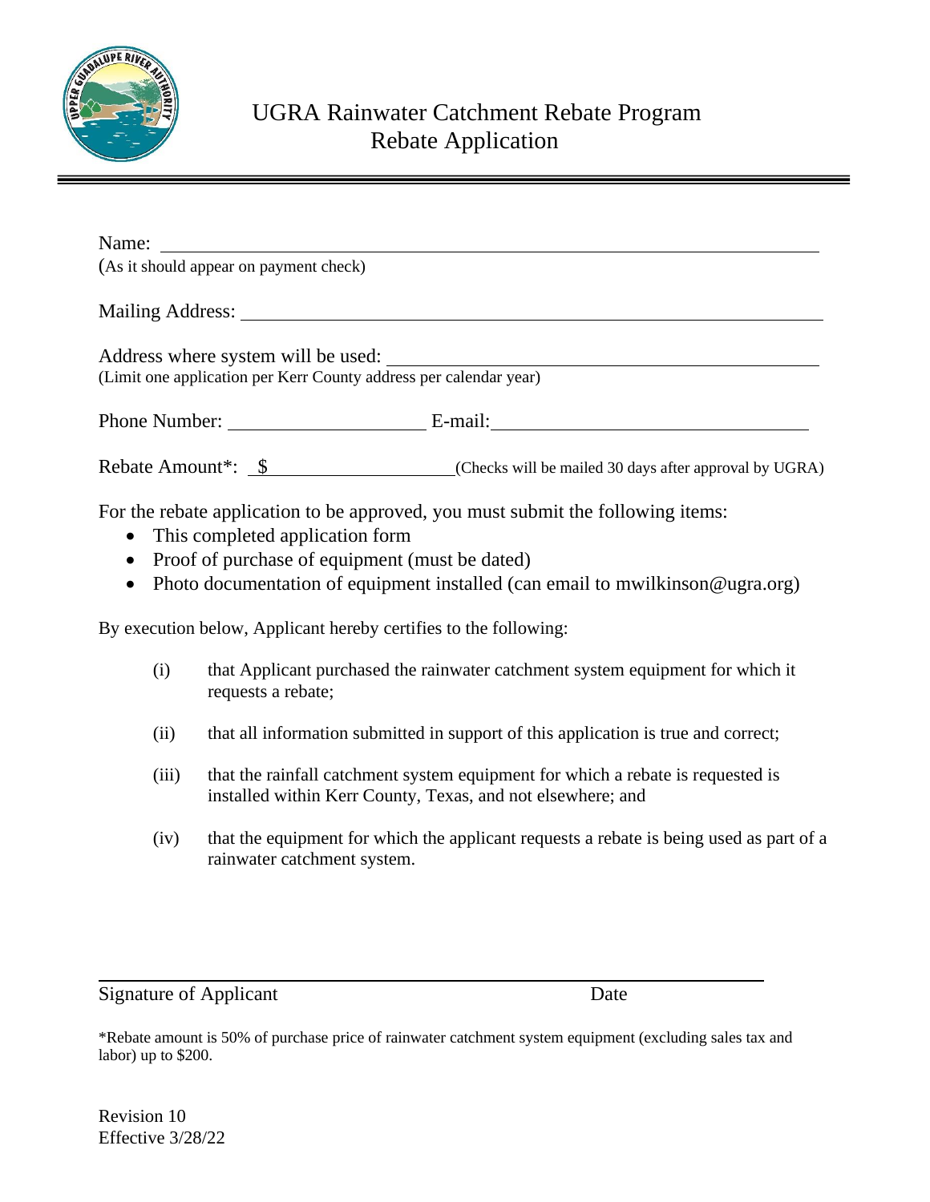# UGRA Rainwater Catchment Rebate Program
## Rebate Application

Name: ______________________________________________

(As it should appear on payment check)

Mailing Address: ______________________________________________

Address where system will be used: ______________________________________________

(Limit one application per Kerr County address per calendar year)

Phone Number: ____________________ E-mail: ______________________________

Rebate Amount*: $____________________ (Checks will be mailed 30 days after approval by UGRA)

For the rebate application to be approved, you must submit the following items:

- This completed application form
- Proof of purchase of equipment (must be dated)
- Photo documentation of equipment installed (can email to mwilkinson@ugra.org)

By execution below, Applicant hereby certifies to the following:

(i) that Applicant purchased the rainwater catchment system equipment for which it requests a rebate;

(ii) that all information submitted in support of this application is true and correct;

(iii) that the rainfall catchment system equipment for which a rebate is requested is installed within Kerr County, Texas, and not elsewhere; and

(iv) that the equipment for which the applicant requests a rebate is being used as part of a rainwater catchment system.

______________________________________________

Signature of Applicant                                        Date

*Rebate amount is 50% of purchase price of rainwater catchment system equipment (excluding sales tax and labor) up to $200.

Revision 10
Effective 3/28/22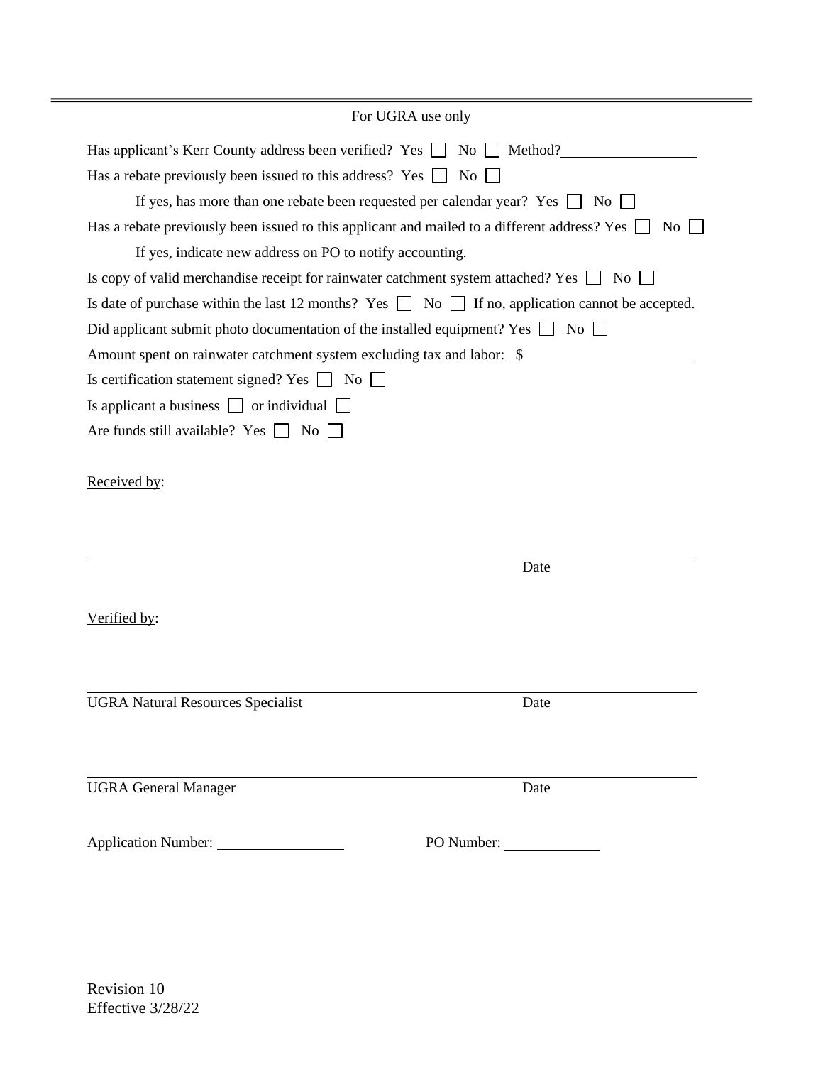---

For UGRA use only

Has applicant's Kerr County address been verified? Yes ☐ No ☐ Method?\_\_\_\_\_\_\_\_\_\_\_\_\_\_\_\_\_\_

Has a rebate previously been issued to this address? Yes ☐ No ☐

If yes, has more than one rebate been requested per calendar year? Yes ☐ No ☐

Has a rebate previously been issued to this applicant and mailed to a different address? Yes ☐ No ☐

If yes, indicate new address on PO to notify accounting.

Is copy of valid merchandise receipt for rainwater catchment system attached? Yes ☐ No ☐

Is date of purchase within the last 12 months? Yes ☐ No ☐ If no, application cannot be accepted.

Did applicant submit photo documentation of the installed equipment? Yes ☐ No ☐

Amount spent on rainwater catchment system excluding tax and labor: $\_\_\_\_\_\_\_\_\_\_\_\_\_\_\_\_\_\_\_\_\_\_

Is certification statement signed? Yes ☐ No ☐

Is applicant a business ☐ or individual ☐

Are funds still available? Yes ☐ No ☐

Received by:

\_\_\_\_\_\_\_\_\_\_\_\_\_\_\_\_\_\_\_\_\_\_\_\_\_\_\_\_\_\_\_\_\_\_\_\_\_\_\_\_\_\_\_\_\_\_\_\_\_\_\_\_\_\_\_\_\_\_\_\_\_\_\_\_\_\_\_\_\_\_\_\_

Date

Verified by:

\_\_\_\_\_\_\_\_\_\_\_\_\_\_\_\_\_\_\_\_\_\_\_\_\_\_\_\_\_\_\_\_\_\_\_\_\_\_\_\_\_\_\_\_\_\_\_\_\_\_\_\_\_\_\_\_\_\_\_\_\_\_\_\_\_\_\_\_\_\_\_\_

UGRA Natural Resources Specialist Date

\_\_\_\_\_\_\_\_\_\_\_\_\_\_\_\_\_\_\_\_\_\_\_\_\_\_\_\_\_\_\_\_\_\_\_\_\_\_\_\_\_\_\_\_\_\_\_\_\_\_\_\_\_\_\_\_\_\_\_\_\_\_\_\_\_\_\_\_\_\_\_\_

UGRA General Manager Date

Application Number: \_\_\_\_\_\_\_\_\_\_\_\_\_\_\_\_\_\_ PO Number: \_\_\_\_\_\_\_\_\_\_\_\_\_

Revision 10
Effective 3/28/22